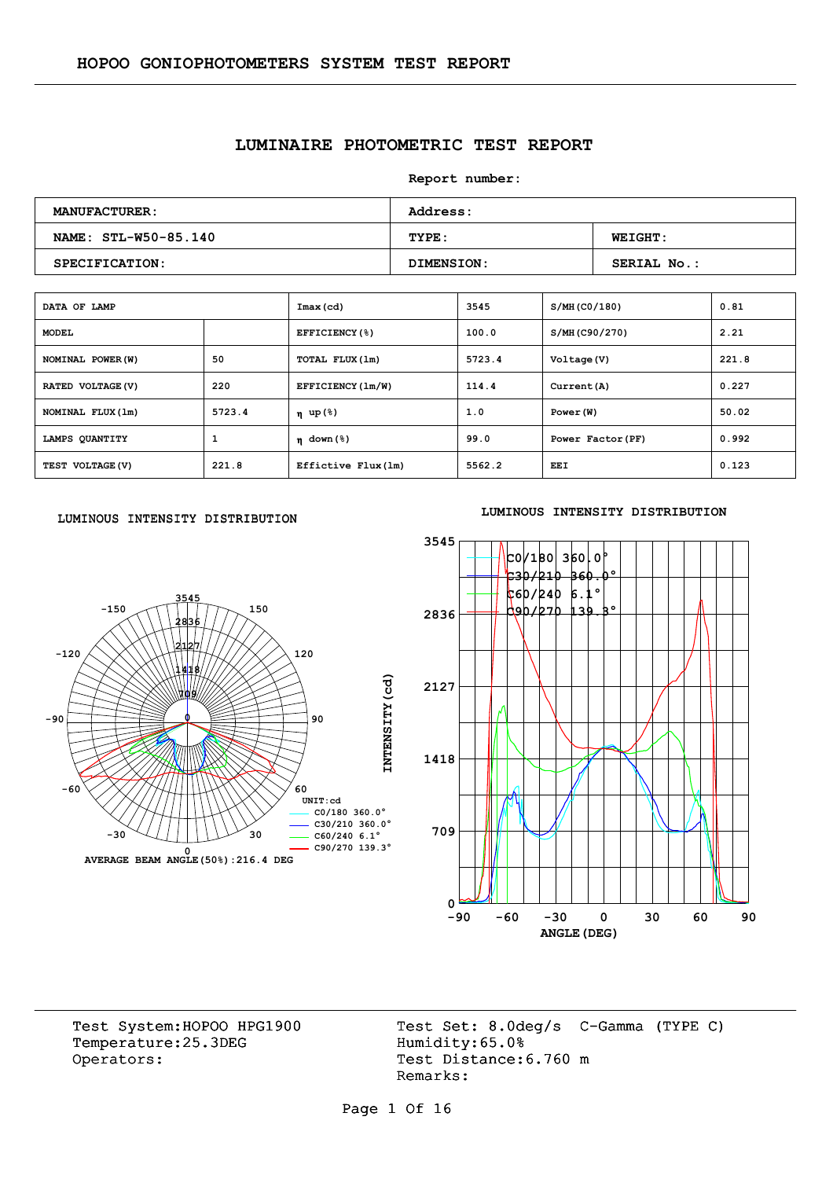# HOPOO GONIOPHOTOMETERS SYSTEM TEST REPORT

## LUMINAIRE PHOTOMETRIC TEST REPORT

**Report number:**

| MANUFACTURER: | Address: | |
|---|---|---|
| NAME: STL-W50-85.140 | TYPE: | WEIGHT: |
| SPECIFICATION: | DIMENSION: | SERIAL No.: |

| DATA OF LAMP | | Imax(cd) | 3545 | S/MH(C0/180) | 0.81 |
|---|---|---|---|---|---|
| MODEL | | EFFICIENCY(%) | 100.0 | S/MH(C90/270) | 2.21 |
| NOMINAL POWER(W) | 50 | TOTAL FLUX(lm) | 5723.4 | Voltage(V) | 221.8 |
| RATED VOLTAGE(V) | 220 | EFFICIENCY(lm/W) | 114.4 | Current(A) | 0.227 |
| NOMINAL FLUX(lm) | 5723.4 | η up(%) | 1.0 | Power(W) | 50.02 |
| LAMPS QUANTITY | 1 | η down(%) | 99.0 | Power Factor(PF) | 0.992 |
| TEST VOLTAGE(V) | 221.8 | Effictive Flux(lm) | 5562.2 | EEI | 0.123 |

LUMINOUS INTENSITY DISTRIBUTION

UNIT:cd
C0/180 360.0°
C30/210 360.0°
C60/240 6.1°
C90/270 139.3°

AVERAGE BEAM ANGLE(50%):216.4 DEG

LUMINOUS INTENSITY DISTRIBUTION

INTENSITY(cd) vs ANGLE(DEG)

C0/180 360.0°
C30/210 360.0°
C60/240 6.1°
C90/270 139.3°

Test System:HOPOO HPG1900
Temperature:25.3DEG
Operators:

Test Set: 8.0deg/s C-Gamma (TYPE C)
Humidity:65.0%
Test Distance:6.760 m
Remarks: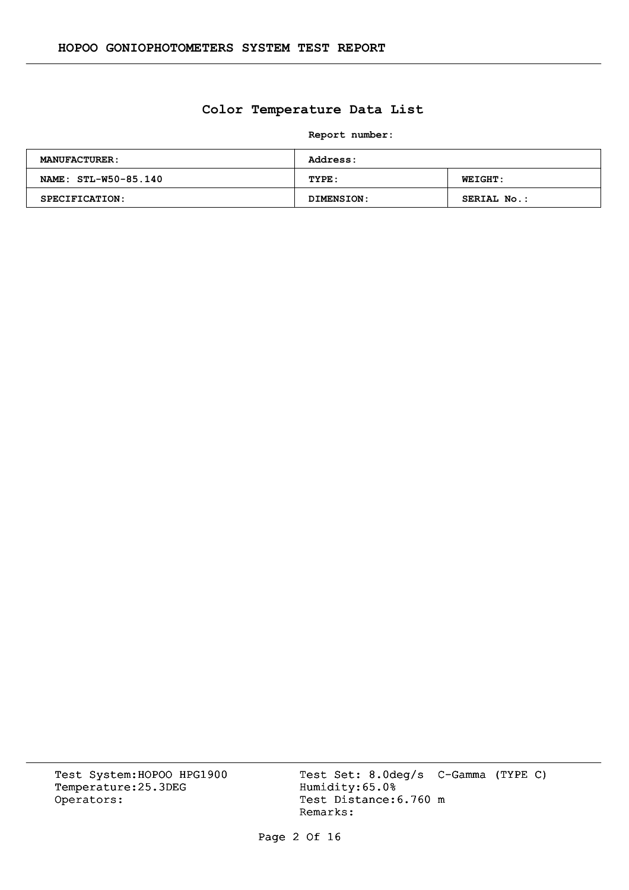## Color Temperature Data List

**Report number:**

| MANUFACTURER: | Address: | |
|---|---|---|
| NAME: STL-W50-85.140 | TYPE: | WEIGHT: |
| SPECIFICATION: | DIMENSION: | SERIAL No.: |

Test System:HOPOO HPG1900
Temperature:25.3DEG
Operators:

Test Set: 8.0deg/s C-Gamma (TYPE C)
Humidity:65.0%
Test Distance:6.760 m
Remarks: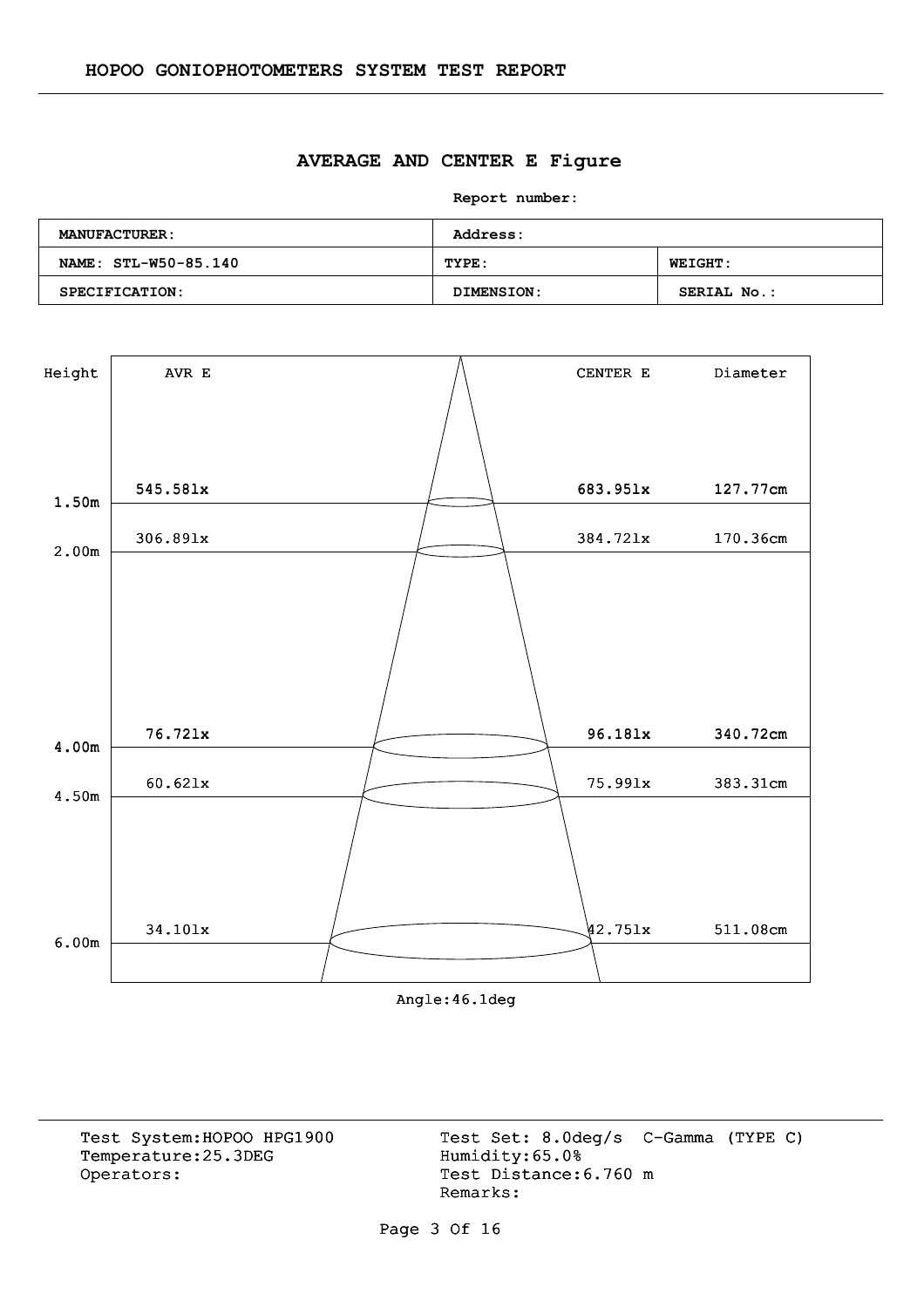# HOPOO GONIOPHOTOMETERS SYSTEM TEST REPORT

## AVERAGE AND CENTER E Figure

**Report number:**

| **MANUFACTURER:** | **Address:** | |
|---|---|---|
| **NAME: STL-W50-85.140** | **TYPE:** | **WEIGHT:** |
| **SPECIFICATION:** | **DIMENSION:** | **SERIAL No.:** |

| Height | AVR E | CENTER E | Diameter |
|---|---|---|---|
| 1.50m | 545.58lx | 683.95lx | 127.77cm |
| 2.00m | 306.89lx | 384.72lx | 170.36cm |
| 4.00m | 76.72lx | 96.18lx | 340.72cm |
| 4.50m | 60.62lx | 75.99lx | 383.31cm |
| 6.00m | 34.10lx | 42.75lx | 511.08cm |

Angle:46.1deg

Test System:HOPOO HPG1900
Temperature:25.3DEG
Operators:

Test Set: 8.0deg/s C-Gamma (TYPE C)
Humidity:65.0%
Test Distance:6.760 m
Remarks: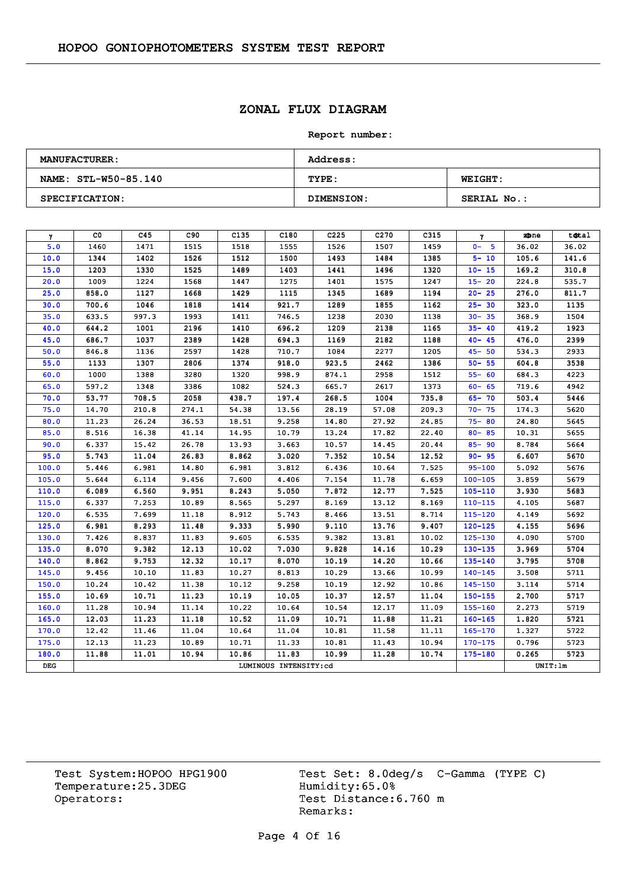HOPOO GONIOPHOTOMETERS SYSTEM TEST REPORT

## ZONAL FLUX DIAGRAM

**Report number:**

| MANUFACTURER: | Address: | |
|---|---|---|
| NAME: STL-W50-85.140 | TYPE: | WEIGHT: |
| SPECIFICATION: | DIMENSION: | SERIAL No.: |

| γ | C0 | C45 | C90 | C135 | C180 | C225 | C270 | C315 | γ | zone | total |
|---|---|---|---|---|---|---|---|---|---|---|---|
| 5.0 | 1460 | 1471 | 1515 | 1518 | 1555 | 1526 | 1507 | 1459 | 0- 5 | 36.02 | 36.02 |
| 10.0 | 1344 | 1402 | 1526 | 1512 | 1500 | 1493 | 1484 | 1385 | 5- 10 | 105.6 | 141.6 |
| 15.0 | 1203 | 1330 | 1525 | 1489 | 1403 | 1441 | 1496 | 1320 | 10- 15 | 169.2 | 310.8 |
| 20.0 | 1009 | 1224 | 1568 | 1447 | 1275 | 1401 | 1575 | 1247 | 15- 20 | 224.8 | 535.7 |
| 25.0 | 858.0 | 1127 | 1668 | 1429 | 1115 | 1345 | 1689 | 1194 | 20- 25 | 276.0 | 811.7 |
| 30.0 | 700.6 | 1046 | 1818 | 1414 | 921.7 | 1289 | 1855 | 1162 | 25- 30 | 323.0 | 1135 |
| 35.0 | 633.5 | 997.3 | 1993 | 1411 | 746.5 | 1238 | 2030 | 1138 | 30- 35 | 368.9 | 1504 |
| 40.0 | 644.2 | 1001 | 2196 | 1410 | 696.2 | 1209 | 2138 | 1165 | 35- 40 | 419.2 | 1923 |
| 45.0 | 686.7 | 1037 | 2389 | 1428 | 694.3 | 1169 | 2182 | 1188 | 40- 45 | 476.0 | 2399 |
| 50.0 | 846.8 | 1136 | 2597 | 1428 | 710.7 | 1084 | 2277 | 1205 | 45- 50 | 534.3 | 2933 |
| 55.0 | 1133 | 1307 | 2806 | 1374 | 918.0 | 923.5 | 2462 | 1386 | 50- 55 | 604.8 | 3538 |
| 60.0 | 1000 | 1388 | 3280 | 1320 | 998.9 | 874.1 | 2958 | 1512 | 55- 60 | 684.3 | 4223 |
| 65.0 | 597.2 | 1348 | 3386 | 1082 | 524.3 | 665.7 | 2617 | 1373 | 60- 65 | 719.6 | 4942 |
| 70.0 | 53.77 | 708.5 | 2058 | 438.7 | 197.4 | 268.5 | 1004 | 735.8 | 65- 70 | 503.4 | 5446 |
| 75.0 | 14.70 | 210.8 | 274.1 | 54.38 | 13.56 | 28.19 | 57.08 | 209.3 | 70- 75 | 174.3 | 5620 |
| 80.0 | 11.23 | 26.24 | 36.53 | 18.51 | 9.258 | 14.80 | 27.92 | 24.85 | 75- 80 | 24.80 | 5645 |
| 85.0 | 8.516 | 16.38 | 41.14 | 14.95 | 10.79 | 13.24 | 17.82 | 22.40 | 80- 85 | 10.31 | 5655 |
| 90.0 | 6.337 | 15.42 | 26.78 | 13.93 | 3.663 | 10.57 | 14.45 | 20.44 | 85- 90 | 8.784 | 5664 |
| 95.0 | 5.743 | 11.04 | 26.83 | 8.862 | 3.020 | 7.352 | 10.54 | 12.52 | 90- 95 | 6.607 | 5670 |
| 100.0 | 5.446 | 6.981 | 14.80 | 6.981 | 3.812 | 6.436 | 10.64 | 7.525 | 95-100 | 5.092 | 5676 |
| 105.0 | 5.644 | 6.114 | 9.456 | 7.600 | 4.406 | 7.154 | 11.78 | 6.659 | 100-105 | 3.859 | 5679 |
| 110.0 | 6.089 | 6.560 | 9.951 | 8.243 | 5.050 | 7.872 | 12.77 | 7.525 | 105-110 | 3.930 | 5683 |
| 115.0 | 6.337 | 7.253 | 10.89 | 8.565 | 5.297 | 8.169 | 13.12 | 8.169 | 110-115 | 4.105 | 5687 |
| 120.0 | 6.535 | 7.699 | 11.18 | 8.912 | 5.743 | 8.466 | 13.51 | 8.714 | 115-120 | 4.149 | 5692 |
| 125.0 | 6.981 | 8.293 | 11.48 | 9.333 | 5.990 | 9.110 | 13.76 | 9.407 | 120-125 | 4.155 | 5696 |
| 130.0 | 7.426 | 8.837 | 11.83 | 9.605 | 6.535 | 9.382 | 13.81 | 10.02 | 125-130 | 4.090 | 5700 |
| 135.0 | 8.070 | 9.382 | 12.13 | 10.02 | 7.030 | 9.828 | 14.16 | 10.29 | 130-135 | 3.969 | 5704 |
| 140.0 | 8.862 | 9.753 | 12.32 | 10.17 | 8.070 | 10.19 | 14.20 | 10.66 | 135-140 | 3.795 | 5708 |
| 145.0 | 9.456 | 10.10 | 11.83 | 10.27 | 8.813 | 10.29 | 13.66 | 10.99 | 140-145 | 3.508 | 5711 |
| 150.0 | 10.24 | 10.42 | 11.38 | 10.12 | 9.258 | 10.19 | 12.92 | 10.86 | 145-150 | 3.114 | 5714 |
| 155.0 | 10.69 | 10.71 | 11.23 | 10.19 | 10.05 | 10.37 | 12.57 | 11.04 | 150-155 | 2.700 | 5717 |
| 160.0 | 11.28 | 10.94 | 11.14 | 10.22 | 10.64 | 10.54 | 12.17 | 11.09 | 155-160 | 2.273 | 5719 |
| 165.0 | 12.03 | 11.23 | 11.18 | 10.52 | 11.09 | 10.71 | 11.88 | 11.21 | 160-165 | 1.820 | 5721 |
| 170.0 | 12.42 | 11.46 | 11.04 | 10.64 | 11.04 | 10.81 | 11.58 | 11.11 | 165-170 | 1.327 | 5722 |
| 175.0 | 12.13 | 11.23 | 10.89 | 10.71 | 11.33 | 10.81 | 11.43 | 10.94 | 170-175 | 0.796 | 5723 |
| 180.0 | 11.88 | 11.01 | 10.94 | 10.86 | 11.83 | 10.99 | 11.28 | 10.74 | 175-180 | 0.265 | 5723 |
| DEG | | | | | LUMINOUS INTENSITY:cd | | | | | UNIT:lm | |

Test System:HOPOO HPG1900
Temperature:25.3DEG
Operators:

Test Set: 8.0deg/s C-Gamma (TYPE C)
Humidity:65.0%
Test Distance:6.760 m
Remarks: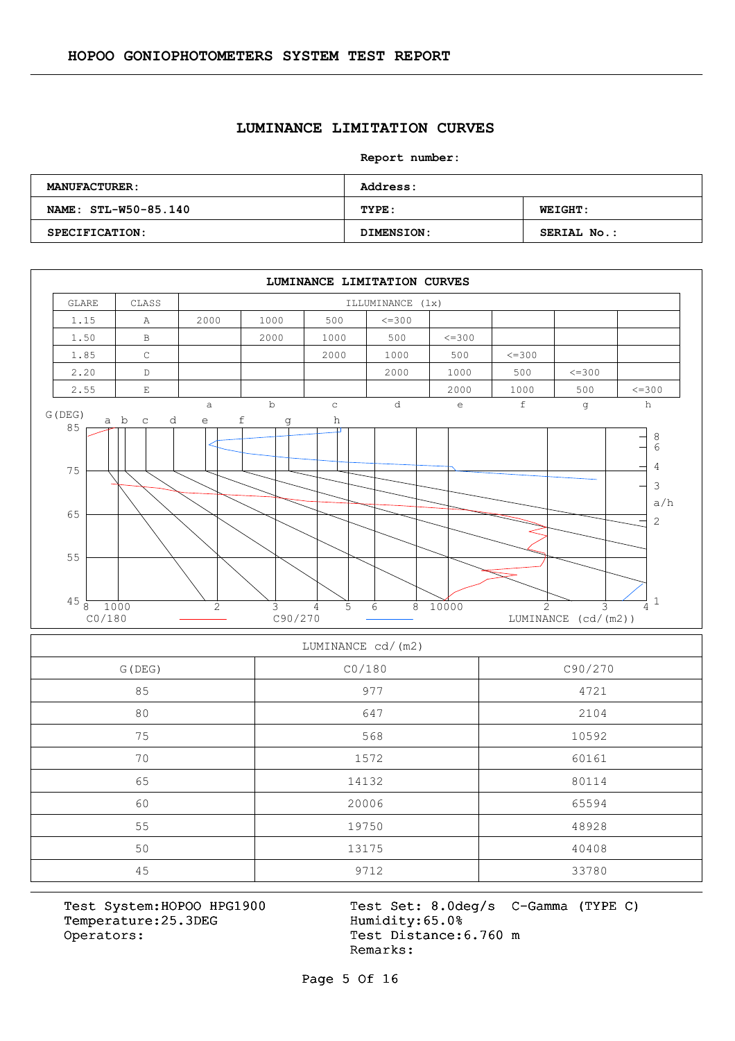# HOPOO GONIOPHOTOMETERS SYSTEM TEST REPORT

## LUMINANCE LIMITATION CURVES

**Report number:**

| **MANUFACTURER:** | **Address:** | |
|---|---|---|
| **NAME: STL-W50-85.140** | **TYPE:** | **WEIGHT:** |
| **SPECIFICATION:** | **DIMENSION:** | **SERIAL No.:** |

### LUMINANCE LIMITATION CURVES

| GLARE | CLASS | ILLUMINANCE (lx) | | | | | | | |
|---|---|---|---|---|---|---|---|---|---|
| 1.15 | A | 2000 | 1000 | 500 | <=300 | | | | |
| 1.50 | B | | 2000 | 1000 | 500 | <=300 | | | |
| 1.85 | C | | | 2000 | 1000 | 500 | <=300 | | |
| 2.20 | D | | | | 2000 | 1000 | 500 | <=300 | |
| 2.55 | E | | | | | 2000 | 1000 | 500 | <=300 |
| | | a | b | c | d | e | f | g | h |

G(DEG) a b c d e f g h

85, 75, 65, 55, 45

8 1000 2 3 4 5 6 8 10000 2 3 4

C0/180 C90/270 LUMINANCE (cd/(m2))

a/h: 8, 6, 4, 3, 2, 1

| LUMINANCE cd/(m2) | | |
|---|---|---|
| G(DEG) | C0/180 | C90/270 |
| 85 | 977 | 4721 |
| 80 | 647 | 2104 |
| 75 | 568 | 10592 |
| 70 | 1572 | 60161 |
| 65 | 14132 | 80114 |
| 60 | 20006 | 65594 |
| 55 | 19750 | 48928 |
| 50 | 13175 | 40408 |
| 45 | 9712 | 33780 |

Test System:HOPOO HPG1900
Temperature:25.3DEG
Operators:

Test Set: 8.0deg/s C-Gamma (TYPE C)
Humidity:65.0%
Test Distance:6.760 m
Remarks: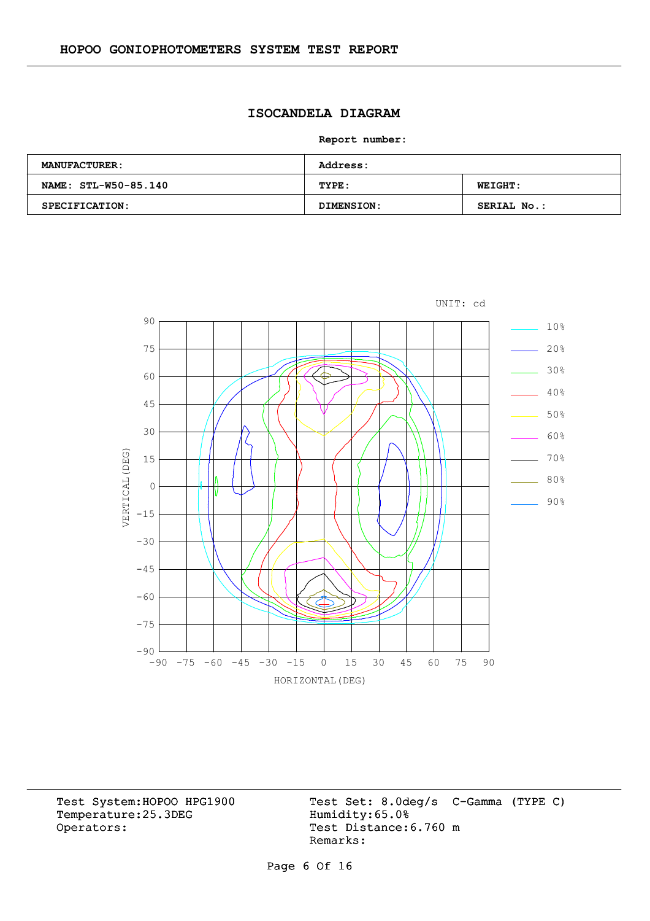## HOPOO GONIOPHOTOMETERS SYSTEM TEST REPORT

### ISOCANDELA DIAGRAM

**Report number:**

| **MANUFACTURER:** | **Address:** | |
|---|---|---|
| **NAME: STL-W50-85.140** | **TYPE:** | **WEIGHT:** |
| **SPECIFICATION:** | **DIMENSION:** | **SERIAL No.:** |

UNIT: cd

VERTICAL(DEG): 90, 75, 60, 45, 30, 15, 0, -15, -30, -45, -60, -75, -90

HORIZONTAL(DEG): -90, -75, -60, -45, -30, -15, 0, 15, 30, 45, 60, 75, 90

Legend: 10%, 20%, 30%, 40%, 50%, 60%, 70%, 80%, 90%

Test System:HOPOO HPG1900
Temperature:25.3DEG
Operators:

Test Set: 8.0deg/s C-Gamma (TYPE C)
Humidity:65.0%
Test Distance:6.760 m
Remarks: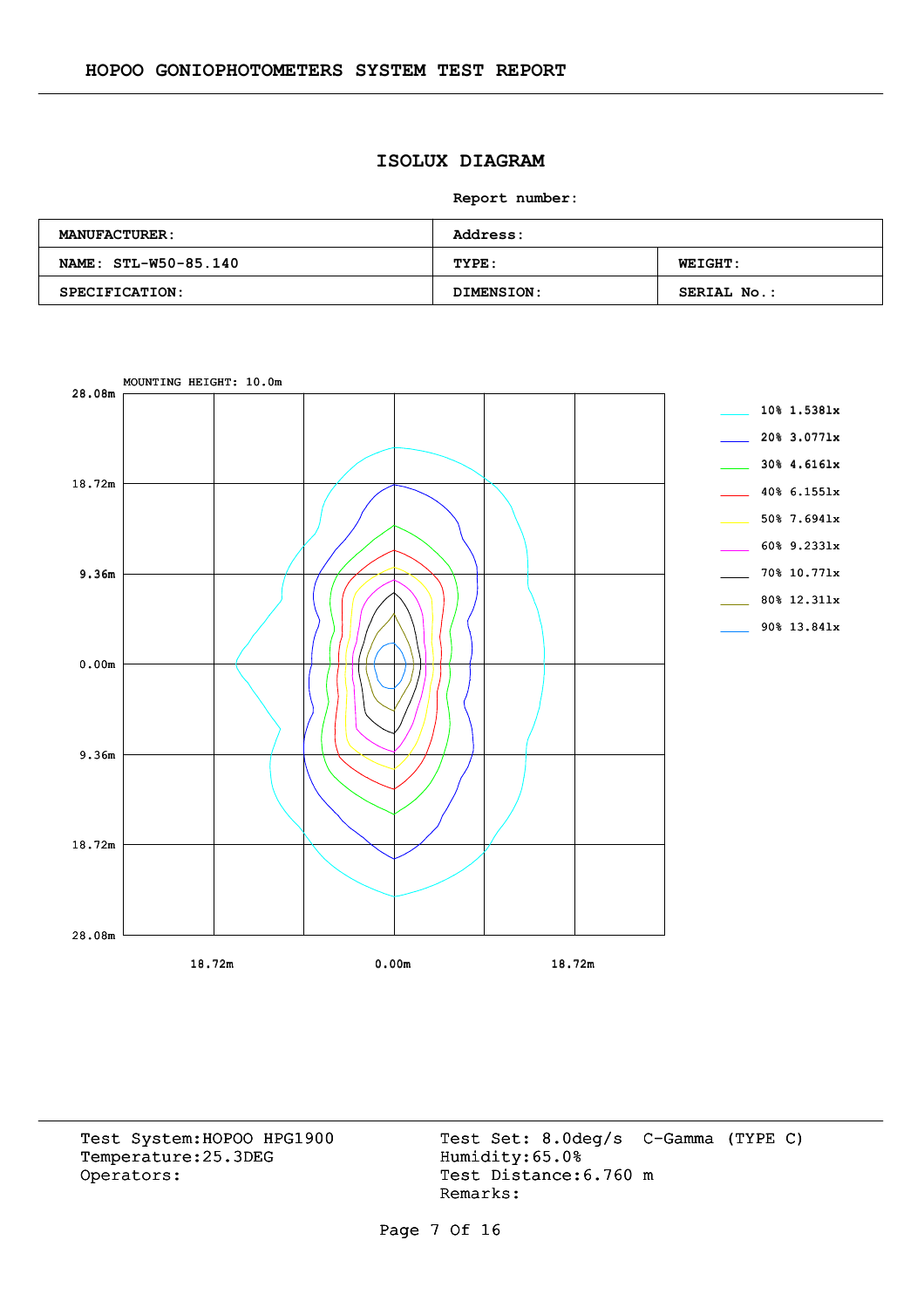# ISOLUX DIAGRAM

**Report number:**

| MANUFACTURER: | Address: | |
|---|---|---|
| NAME: STL-W50-85.140 | TYPE: | WEIGHT: |
| SPECIFICATION: | DIMENSION: | SERIAL No.: |

MOUNTING HEIGHT: 10.0m

28.08m
18.72m
9.36m
0.00m
9.36m
18.72m
28.08m

18.72m    0.00m    18.72m

- 10% 1.538lx
- 20% 3.077lx
- 30% 4.616lx
- 40% 6.155lx
- 50% 7.694lx
- 60% 9.233lx
- 70% 10.77lx
- 80% 12.31lx
- 90% 13.84lx

Test System:HOPOO HPG1900
Temperature:25.3DEG
Operators:

Test Set: 8.0deg/s C-Gamma (TYPE C)
Humidity:65.0%
Test Distance:6.760 m
Remarks: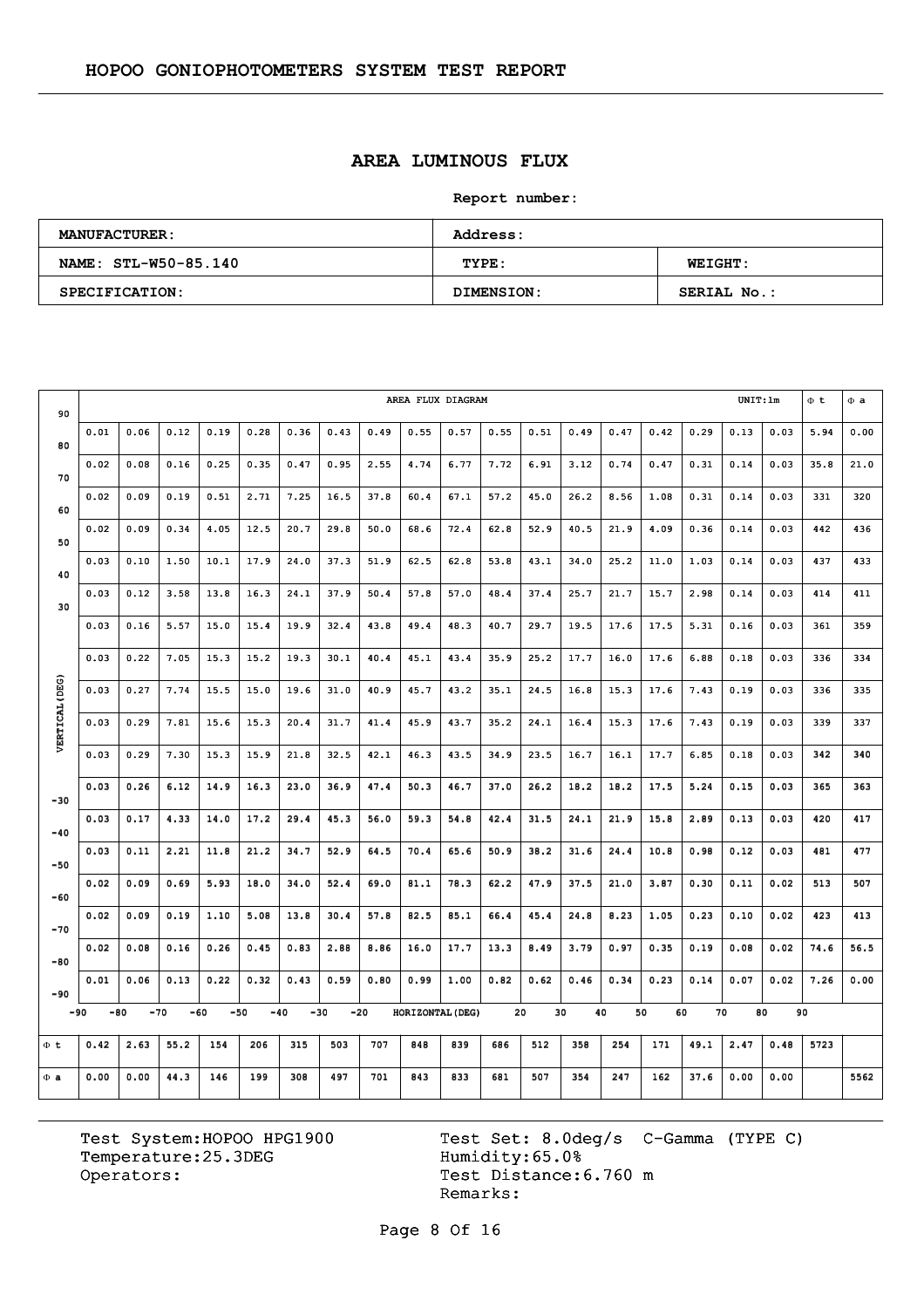## HOPOO GONIOPHOTOMETERS SYSTEM TEST REPORT

# AREA LUMINOUS FLUX

**Report number:**

| MANUFACTURER: | Address: | |
|---|---|---|
| NAME: STL-W50-85.140 | TYPE: | WEIGHT: |
| SPECIFICATION: | DIMENSION: | SERIAL No.: |

AREA FLUX DIAGRAM — UNIT: lm

| VERTICAL(DEG) | -90~-80 | -80~-70 | -70~-60 | -60~-50 | -50~-40 | -40~-30 | -30~-20 | -20~-10 | -10~0 | 0~10 | 10~20 | 20~30 | 30~40 | 40~50 | 50~60 | 60~70 | 70~80 | 80~90 | Φ t | Φ a |
|---|---|---|---|---|---|---|---|---|---|---|---|---|---|---|---|---|---|---|---|---|
| 90~80 | 0.01 | 0.06 | 0.12 | 0.19 | 0.28 | 0.36 | 0.43 | 0.49 | 0.55 | 0.57 | 0.55 | 0.51 | 0.49 | 0.47 | 0.42 | 0.29 | 0.13 | 0.03 | 5.94 | 0.00 |
| 80~70 | 0.02 | 0.08 | 0.16 | 0.25 | 0.35 | 0.47 | 0.95 | 2.55 | 4.74 | 6.77 | 7.72 | 6.91 | 3.12 | 0.74 | 0.47 | 0.31 | 0.14 | 0.03 | 35.8 | 21.0 |
| 70~60 | 0.02 | 0.09 | 0.19 | 0.51 | 2.71 | 7.25 | 16.5 | 37.8 | 60.4 | 67.1 | 57.2 | 45.0 | 26.2 | 8.56 | 1.08 | 0.31 | 0.14 | 0.03 | 331 | 320 |
| 60~50 | 0.02 | 0.09 | 0.34 | 4.05 | 12.5 | 20.7 | 29.8 | 50.0 | 68.6 | 72.4 | 62.8 | 52.9 | 40.5 | 21.9 | 4.09 | 0.36 | 0.14 | 0.03 | 442 | 436 |
| 50~40 | 0.03 | 0.10 | 1.50 | 10.1 | 17.9 | 24.0 | 37.3 | 51.9 | 62.5 | 62.8 | 53.8 | 43.1 | 34.0 | 25.2 | 11.0 | 1.03 | 0.14 | 0.03 | 437 | 433 |
| 40~30 | 0.03 | 0.12 | 3.58 | 13.8 | 16.3 | 24.1 | 37.9 | 50.4 | 57.8 | 57.0 | 48.4 | 37.4 | 25.7 | 21.7 | 15.7 | 2.98 | 0.14 | 0.03 | 414 | 411 |
| 30~20 | 0.03 | 0.16 | 5.57 | 15.0 | 15.4 | 19.9 | 32.4 | 43.8 | 49.4 | 48.3 | 40.7 | 29.7 | 19.5 | 17.6 | 17.5 | 5.31 | 0.16 | 0.03 | 361 | 359 |
| 20~10 | 0.03 | 0.22 | 7.05 | 15.3 | 15.2 | 19.3 | 30.1 | 40.4 | 45.1 | 43.4 | 35.9 | 25.2 | 17.7 | 16.0 | 17.6 | 6.88 | 0.18 | 0.03 | 336 | 334 |
| 10~0 | 0.03 | 0.27 | 7.74 | 15.5 | 15.0 | 19.6 | 31.0 | 40.9 | 45.7 | 43.2 | 35.1 | 24.5 | 16.8 | 15.3 | 17.6 | 7.43 | 0.19 | 0.03 | 336 | 335 |
| 0~-10 | 0.03 | 0.29 | 7.81 | 15.6 | 15.3 | 20.4 | 31.7 | 41.4 | 45.9 | 43.7 | 35.2 | 24.1 | 16.4 | 15.3 | 17.6 | 7.43 | 0.19 | 0.03 | 339 | 337 |
| -10~-20 | 0.03 | 0.29 | 7.30 | 15.3 | 15.9 | 21.8 | 32.5 | 42.1 | 46.3 | 43.5 | 34.9 | 23.5 | 16.7 | 16.1 | 17.7 | 6.85 | 0.18 | 0.03 | 342 | 340 |
| -20~-30 | 0.03 | 0.26 | 6.12 | 14.9 | 16.3 | 23.0 | 36.9 | 47.4 | 50.3 | 46.7 | 37.0 | 26.2 | 18.2 | 18.2 | 17.5 | 5.24 | 0.15 | 0.03 | 365 | 363 |
| -30~-40 | 0.03 | 0.17 | 4.33 | 14.0 | 17.2 | 29.4 | 45.3 | 56.0 | 59.3 | 54.8 | 42.4 | 31.5 | 24.1 | 21.9 | 15.8 | 2.89 | 0.13 | 0.03 | 420 | 417 |
| -40~-50 | 0.03 | 0.11 | 2.21 | 11.8 | 21.2 | 34.7 | 52.9 | 64.5 | 70.4 | 65.6 | 50.9 | 38.2 | 31.6 | 24.4 | 10.8 | 0.98 | 0.12 | 0.03 | 481 | 477 |
| -50~-60 | 0.02 | 0.09 | 0.69 | 5.93 | 18.0 | 34.0 | 52.4 | 69.0 | 81.1 | 78.3 | 62.2 | 47.9 | 37.5 | 21.0 | 3.87 | 0.30 | 0.11 | 0.02 | 513 | 507 |
| -60~-70 | 0.02 | 0.09 | 0.19 | 1.10 | 5.08 | 13.8 | 30.4 | 57.8 | 82.5 | 85.1 | 66.4 | 45.4 | 24.8 | 8.23 | 1.05 | 0.23 | 0.10 | 0.02 | 423 | 413 |
| -70~-80 | 0.02 | 0.08 | 0.16 | 0.26 | 0.45 | 0.83 | 2.88 | 8.86 | 16.0 | 17.7 | 13.3 | 8.49 | 3.79 | 0.97 | 0.35 | 0.19 | 0.08 | 0.02 | 74.6 | 56.5 |
| -80~-90 | 0.01 | 0.06 | 0.13 | 0.22 | 0.32 | 0.43 | 0.59 | 0.80 | 0.99 | 1.00 | 0.82 | 0.62 | 0.46 | 0.34 | 0.23 | 0.14 | 0.07 | 0.02 | 7.26 | 0.00 |
| Φ t | 0.42 | 2.63 | 55.2 | 154 | 206 | 315 | 503 | 707 | 848 | 839 | 686 | 512 | 358 | 254 | 171 | 49.1 | 2.47 | 0.48 | 5723 | |
| Φ a | 0.00 | 0.00 | 44.3 | 146 | 199 | 308 | 497 | 701 | 843 | 833 | 681 | 507 | 354 | 247 | 162 | 37.6 | 0.00 | 0.00 | | 5562 |

HORIZONTAL(DEG): -90 to 90

Test System: HOPOO HPG1900
Temperature: 25.3DEG
Operators:

Test Set: 8.0deg/s C-Gamma (TYPE C)
Humidity: 65.0%
Test Distance: 6.760 m
Remarks: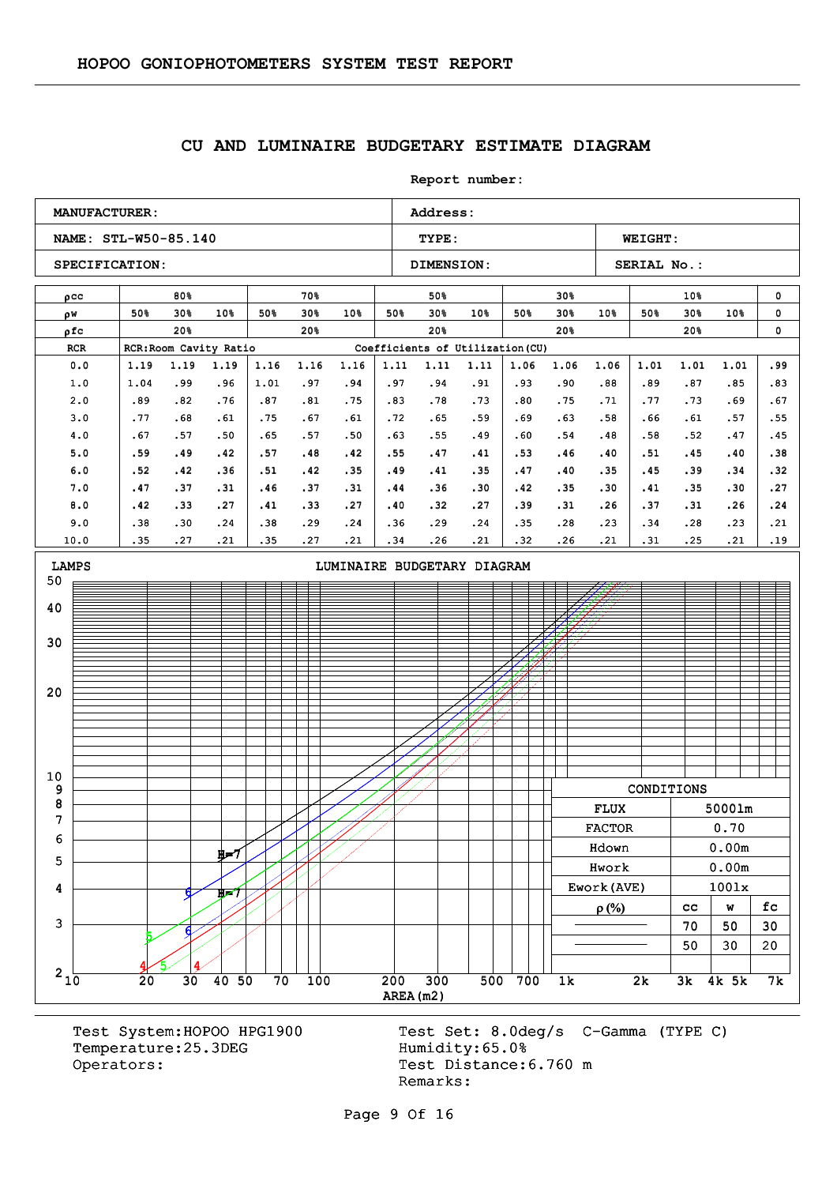HOPOO GONIOPHOTOMETERS SYSTEM TEST REPORT

## CU AND LUMINAIRE BUDGETARY ESTIMATE DIAGRAM

Report number:

| MANUFACTURER: | Address: | |
|---|---|---|
| NAME: STL-W50-85.140 | TYPE: | WEIGHT: |
| SPECIFICATION: | DIMENSION: | SERIAL No.: |

| ρcc | 80% | | | 70% | | | 50% | | | 30% | | | 10% | | | 0 |
|---|---|---|---|---|---|---|---|---|---|---|---|---|---|---|---|---|
| ρw | 50% | 30% | 10% | 50% | 30% | 10% | 50% | 30% | 10% | 50% | 30% | 10% | 50% | 30% | 10% | 0 |
| ρfc | 20% | | | 20% | | | 20% | | | 20% | | | 20% | | | 0 |
| RCR | RCR:Room Cavity Ratio | | | | | | Coefficients of Utilization(CU) | | | | | | | | | |
| 0.0 | 1.19 | 1.19 | 1.19 | 1.16 | 1.16 | 1.16 | 1.11 | 1.11 | 1.11 | 1.06 | 1.06 | 1.06 | 1.01 | 1.01 | 1.01 | .99 |
| 1.0 | 1.04 | .99 | .96 | 1.01 | .97 | .94 | .97 | .94 | .91 | .93 | .90 | .88 | .89 | .87 | .85 | .83 |
| 2.0 | .89 | .82 | .76 | .87 | .81 | .75 | .83 | .78 | .73 | .80 | .75 | .71 | .77 | .73 | .69 | .67 |
| 3.0 | .77 | .68 | .61 | .75 | .67 | .61 | .72 | .65 | .59 | .69 | .63 | .58 | .66 | .61 | .57 | .55 |
| 4.0 | .67 | .57 | .50 | .65 | .57 | .50 | .63 | .55 | .49 | .60 | .54 | .48 | .58 | .52 | .47 | .45 |
| 5.0 | .59 | .49 | .42 | .57 | .48 | .42 | .55 | .47 | .41 | .53 | .46 | .40 | .51 | .45 | .40 | .38 |
| 6.0 | .52 | .42 | .36 | .51 | .42 | .35 | .49 | .41 | .35 | .47 | .40 | .35 | .45 | .39 | .34 | .32 |
| 7.0 | .47 | .37 | .31 | .46 | .37 | .31 | .44 | .36 | .30 | .42 | .35 | .30 | .41 | .35 | .30 | .27 |
| 8.0 | .42 | .33 | .27 | .41 | .33 | .27 | .40 | .32 | .27 | .39 | .31 | .26 | .37 | .31 | .26 | .24 |
| 9.0 | .38 | .30 | .24 | .38 | .29 | .24 | .36 | .29 | .24 | .35 | .28 | .23 | .34 | .28 | .23 | .21 |
| 10.0 | .35 | .27 | .21 | .35 | .27 | .21 | .34 | .26 | .21 | .32 | .26 | .21 | .31 | .25 | .21 | .19 |

LAMPS — LUMINAIRE BUDGETARY DIAGRAM — AREA(m2)

| CONDITIONS | | |
|---|---|---|
| FLUX | 5000lm | |
| FACTOR | 0.70 | |
| Hdown | 0.00m | |
| Hwork | 0.00m | |
| Ework(AVE) | 100lx | |
| ρ(%) | cc | w | fc |
| —— | 70 | 50 | 30 |
| ------ | 50 | 30 | 20 |

Test System:HOPOO HPG1900
Temperature:25.3DEG
Operators:

Test Set: 8.0deg/s C-Gamma (TYPE C)
Humidity:65.0%
Test Distance:6.760 m
Remarks: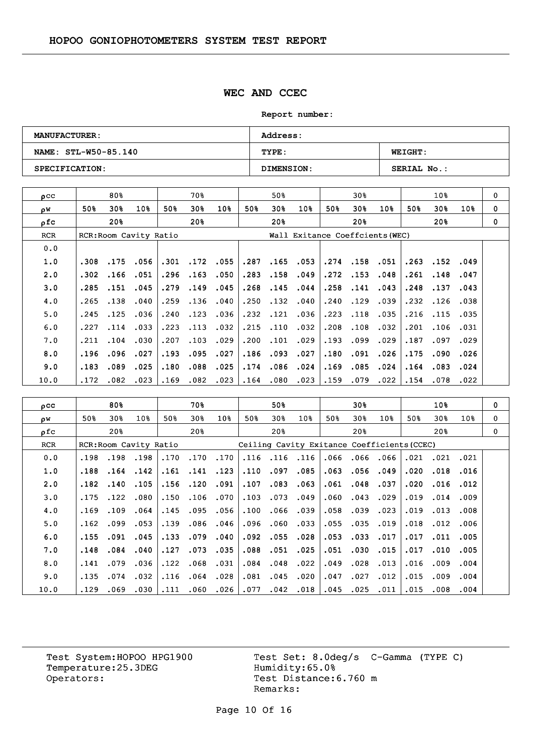# HOPOO GONIOPHOTOMETERS SYSTEM TEST REPORT

## WEC AND CCEC

**Report number:**

| **MANUFACTURER:** | **Address:** | |
|---|---|---|
| **NAME: STL-W50-85.140** | **TYPE:** | **WEIGHT:** |
| **SPECIFICATION:** | **DIMENSION:** | **SERIAL No.:** |

| ρcc | 80% | | | 70% | | | 50% | | | 30% | | | 10% | | | 0 |
|---|---|---|---|---|---|---|---|---|---|---|---|---|---|---|---|---|
| ρw | 50% | 30% | 10% | 50% | 30% | 10% | 50% | 30% | 10% | 50% | 30% | 10% | 50% | 30% | 10% | 0 |
| ρfc | 20% | | | 20% | | | 20% | | | 20% | | | 20% | | | 0 |
| RCR | RCR:Room Cavity Ratio | | | | | | Wall Exitance Coeffcients(WEC) | | | | | | | | | |
| 0.0 | | | | | | | | | | | | | | | | |
| 1.0 | .308 | .175 | .056 | .301 | .172 | .055 | .287 | .165 | .053 | .274 | .158 | .051 | .263 | .152 | .049 | |
| 2.0 | .302 | .166 | .051 | .296 | .163 | .050 | .283 | .158 | .049 | .272 | .153 | .048 | .261 | .148 | .047 | |
| 3.0 | .285 | .151 | .045 | .279 | .149 | .045 | .268 | .145 | .044 | .258 | .141 | .043 | .248 | .137 | .043 | |
| 4.0 | .265 | .138 | .040 | .259 | .136 | .040 | .250 | .132 | .040 | .240 | .129 | .039 | .232 | .126 | .038 | |
| 5.0 | .245 | .125 | .036 | .240 | .123 | .036 | .232 | .121 | .036 | .223 | .118 | .035 | .216 | .115 | .035 | |
| 6.0 | .227 | .114 | .033 | .223 | .113 | .032 | .215 | .110 | .032 | .208 | .108 | .032 | .201 | .106 | .031 | |
| 7.0 | .211 | .104 | .030 | .207 | .103 | .029 | .200 | .101 | .029 | .193 | .099 | .029 | .187 | .097 | .029 | |
| 8.0 | .196 | .096 | .027 | .193 | .095 | .027 | .186 | .093 | .027 | .180 | .091 | .026 | .175 | .090 | .026 | |
| 9.0 | .183 | .089 | .025 | .180 | .088 | .025 | .174 | .086 | .024 | .169 | .085 | .024 | .164 | .083 | .024 | |
| 10.0 | .172 | .082 | .023 | .169 | .082 | .023 | .164 | .080 | .023 | .159 | .079 | .022 | .154 | .078 | .022 | |

| ρcc | 80% | | | 70% | | | 50% | | | 30% | | | 10% | | | 0 |
|---|---|---|---|---|---|---|---|---|---|---|---|---|---|---|---|---|
| ρw | 50% | 30% | 10% | 50% | 30% | 10% | 50% | 30% | 10% | 50% | 30% | 10% | 50% | 30% | 10% | 0 |
| ρfc | 20% | | | 20% | | | 20% | | | 20% | | | 20% | | | 0 |
| RCR | RCR:Room Cavity Ratio | | | | | Ceiling Cavity Exitance Coefficients(CCEC) | | | | | | | | | | |
| 0.0 | .198 | .198 | .198 | .170 | .170 | .170 | .116 | .116 | .116 | .066 | .066 | .066 | .021 | .021 | .021 | |
| 1.0 | .188 | .164 | .142 | .161 | .141 | .123 | .110 | .097 | .085 | .063 | .056 | .049 | .020 | .018 | .016 | |
| 2.0 | .182 | .140 | .105 | .156 | .120 | .091 | .107 | .083 | .063 | .061 | .048 | .037 | .020 | .016 | .012 | |
| 3.0 | .175 | .122 | .080 | .150 | .106 | .070 | .103 | .073 | .049 | .060 | .043 | .029 | .019 | .014 | .009 | |
| 4.0 | .169 | .109 | .064 | .145 | .095 | .056 | .100 | .066 | .039 | .058 | .039 | .023 | .019 | .013 | .008 | |
| 5.0 | .162 | .099 | .053 | .139 | .086 | .046 | .096 | .060 | .033 | .055 | .035 | .019 | .018 | .012 | .006 | |
| 6.0 | .155 | .091 | .045 | .133 | .079 | .040 | .092 | .055 | .028 | .053 | .033 | .017 | .017 | .011 | .005 | |
| 7.0 | .148 | .084 | .040 | .127 | .073 | .035 | .088 | .051 | .025 | .051 | .030 | .015 | .017 | .010 | .005 | |
| 8.0 | .141 | .079 | .036 | .122 | .068 | .031 | .084 | .048 | .022 | .049 | .028 | .013 | .016 | .009 | .004 | |
| 9.0 | .135 | .074 | .032 | .116 | .064 | .028 | .081 | .045 | .020 | .047 | .027 | .012 | .015 | .009 | .004 | |
| 10.0 | .129 | .069 | .030 | .111 | .060 | .026 | .077 | .042 | .018 | .045 | .025 | .011 | .015 | .008 | .004 | |

Test System:HOPOO HPG1900
Temperature:25.3DEG
Operators:

Test Set: 8.0deg/s C-Gamma (TYPE C)
Humidity:65.0%
Test Distance:6.760 m
Remarks: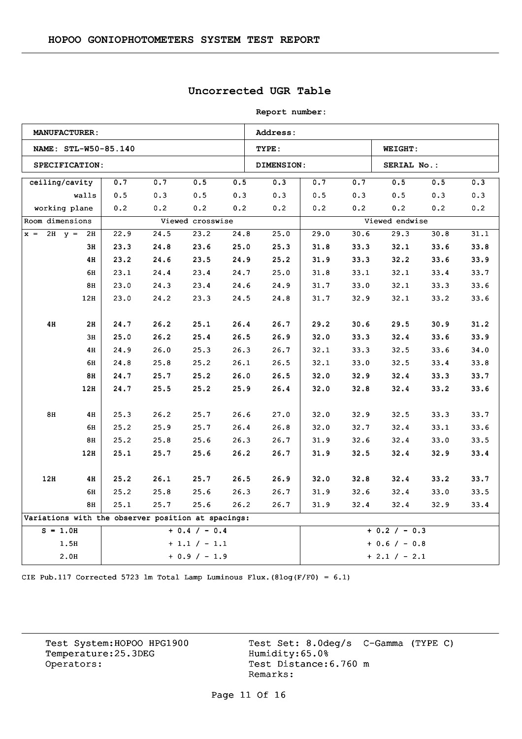# HOPOO GONIOPHOTOMETERS SYSTEM TEST REPORT

## Uncorrected UGR Table

**Report number:**

| **MANUFACTURER:** | **Address:** | |
|---|---|---|
| **NAME: STL-W50-85.140** | **TYPE:** | **WEIGHT:** |
| **SPECIFICATION:** | **DIMENSION:** | **SERIAL No.:** |

| ceiling/cavity | | 0.7 | 0.7 | 0.5 | 0.5 | 0.3 | 0.7 | 0.7 | 0.5 | 0.5 | 0.3 |
|---|---|---|---|---|---|---|---|---|---|---|---|
| walls | | 0.5 | 0.3 | 0.5 | 0.3 | 0.3 | 0.5 | 0.3 | 0.5 | 0.3 | 0.3 |
| working plane | | 0.2 | 0.2 | 0.2 | 0.2 | 0.2 | 0.2 | 0.2 | 0.2 | 0.2 | 0.2 |
| Room dimensions | | Viewed crosswise | | | | | Viewed endwise | | | | |
| x = 2H | y = 2H | 22.9 | 24.5 | 23.2 | 24.8 | 25.0 | 29.0 | 30.6 | 29.3 | 30.8 | 31.1 |
| | 3H | 23.3 | 24.8 | 23.6 | 25.0 | 25.3 | 31.8 | 33.3 | 32.1 | 33.6 | 33.8 |
| | 4H | 23.2 | 24.6 | 23.5 | 24.9 | 25.2 | 31.9 | 33.3 | 32.2 | 33.6 | 33.9 |
| | 6H | 23.1 | 24.4 | 23.4 | 24.7 | 25.0 | 31.8 | 33.1 | 32.1 | 33.4 | 33.7 |
| | 8H | 23.0 | 24.3 | 23.4 | 24.6 | 24.9 | 31.7 | 33.0 | 32.1 | 33.3 | 33.6 |
| | 12H | 23.0 | 24.2 | 23.3 | 24.5 | 24.8 | 31.7 | 32.9 | 32.1 | 33.2 | 33.6 |
| 4H | 2H | 24.7 | 26.2 | 25.1 | 26.4 | 26.7 | 29.2 | 30.6 | 29.5 | 30.9 | 31.2 |
| | 3H | 25.0 | 26.2 | 25.4 | 26.5 | 26.9 | 32.0 | 33.3 | 32.4 | 33.6 | 33.9 |
| | 4H | 24.9 | 26.0 | 25.3 | 26.3 | 26.7 | 32.1 | 33.3 | 32.5 | 33.6 | 34.0 |
| | 6H | 24.8 | 25.8 | 25.2 | 26.1 | 26.5 | 32.1 | 33.0 | 32.5 | 33.4 | 33.8 |
| | 8H | 24.7 | 25.7 | 25.2 | 26.0 | 26.5 | 32.0 | 32.9 | 32.4 | 33.3 | 33.7 |
| | 12H | 24.7 | 25.5 | 25.2 | 25.9 | 26.4 | 32.0 | 32.8 | 32.4 | 33.2 | 33.6 |
| 8H | 4H | 25.3 | 26.2 | 25.7 | 26.6 | 27.0 | 32.0 | 32.9 | 32.5 | 33.3 | 33.7 |
| | 6H | 25.2 | 25.9 | 25.7 | 26.4 | 26.8 | 32.0 | 32.7 | 32.4 | 33.1 | 33.6 |
| | 8H | 25.2 | 25.8 | 25.6 | 26.3 | 26.7 | 31.9 | 32.6 | 32.4 | 33.0 | 33.5 |
| | 12H | 25.1 | 25.7 | 25.6 | 26.2 | 26.7 | 31.9 | 32.5 | 32.4 | 32.9 | 33.4 |
| 12H | 4H | 25.2 | 26.1 | 25.7 | 26.5 | 26.9 | 32.0 | 32.8 | 32.4 | 33.2 | 33.7 |
| | 6H | 25.2 | 25.8 | 25.6 | 26.3 | 26.7 | 31.9 | 32.6 | 32.4 | 33.0 | 33.5 |
| | 8H | 25.1 | 25.7 | 25.6 | 26.2 | 26.7 | 31.9 | 32.4 | 32.4 | 32.9 | 33.4 |
| Variations with the observer position at spacings: | | | | | | | | | | | |
| S = 1.0H | | + 0.4 / - 0.4 | | | | | + 0.2 / - 0.3 | | | | |
| 1.5H | | + 1.1 / - 1.1 | | | | | + 0.6 / - 0.8 | | | | |
| 2.0H | | + 0.9 / - 1.9 | | | | | + 2.1 / - 2.1 | | | | |

CIE Pub.117 Corrected 5723 lm Total Lamp Luminous Flux.(8log(F/F0) = 6.1)

Test System:HOPOO HPG1900
Temperature:25.3DEG
Operators:

Test Set: 8.0deg/s C-Gamma (TYPE C)
Humidity:65.0%
Test Distance:6.760 m
Remarks: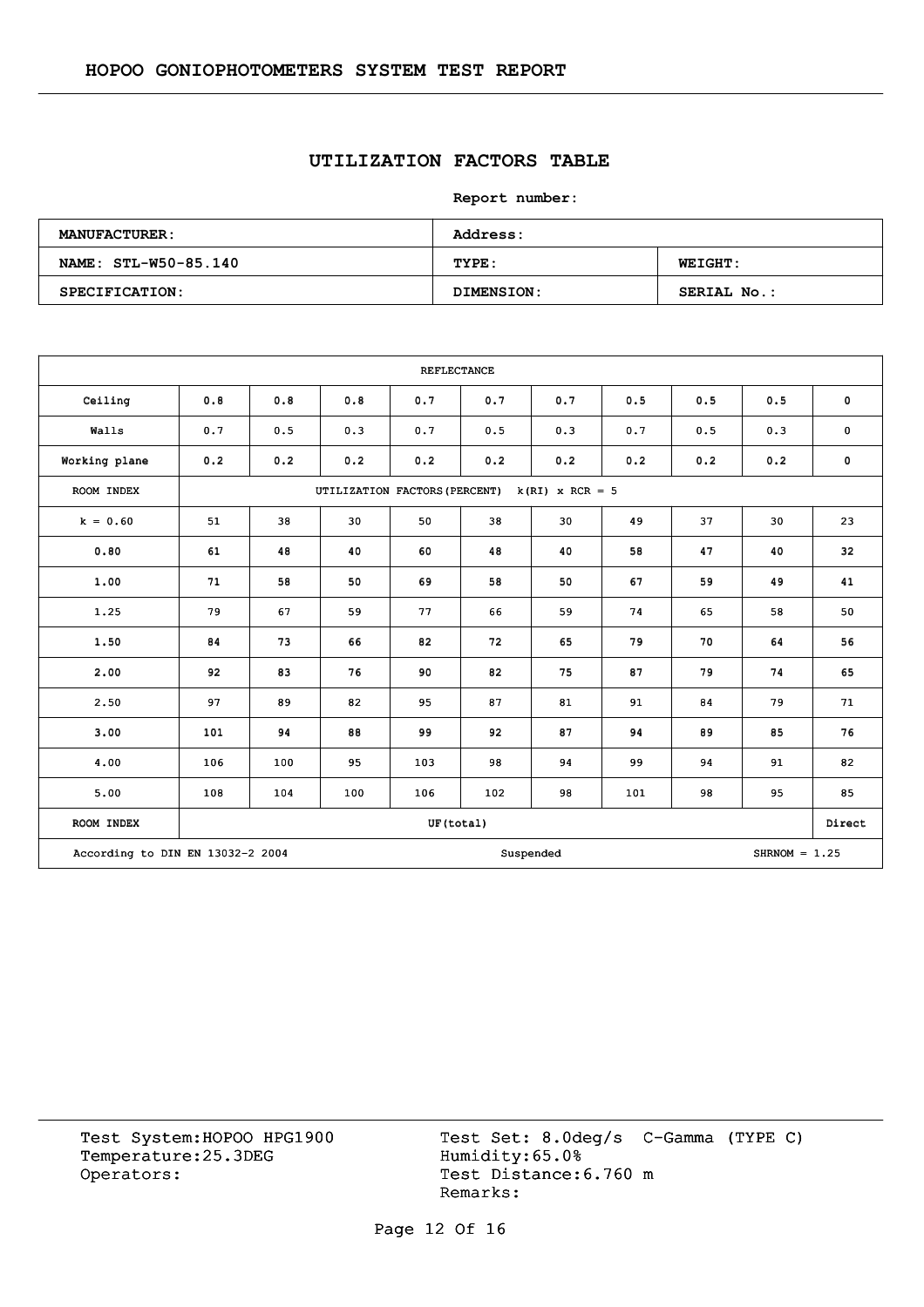## UTILIZATION FACTORS TABLE

**Report number:**

| **MANUFACTURER:** | **Address:** | |
|---|---|---|
| **NAME: STL-W50-85.140** | **TYPE:** | **WEIGHT:** |
| **SPECIFICATION:** | **DIMENSION:** | **SERIAL No.:** |

| REFLECTANCE | | | | | | | | | | |
|---|---|---|---|---|---|---|---|---|---|---|
| Ceiling | 0.8 | 0.8 | 0.8 | 0.7 | 0.7 | 0.7 | 0.5 | 0.5 | 0.5 | 0 |
| Walls | 0.7 | 0.5 | 0.3 | 0.7 | 0.5 | 0.3 | 0.7 | 0.5 | 0.3 | 0 |
| Working plane | 0.2 | 0.2 | 0.2 | 0.2 | 0.2 | 0.2 | 0.2 | 0.2 | 0.2 | 0 |
| ROOM INDEX | UTILIZATION FACTORS(PERCENT) k(RI) x RCR = 5 | | | | | | | | | |
| k = 0.60 | 51 | 38 | 30 | 50 | 38 | 30 | 49 | 37 | 30 | 23 |
| 0.80 | 61 | 48 | 40 | 60 | 48 | 40 | 58 | 47 | 40 | 32 |
| 1.00 | 71 | 58 | 50 | 69 | 58 | 50 | 67 | 59 | 49 | 41 |
| 1.25 | 79 | 67 | 59 | 77 | 66 | 59 | 74 | 65 | 58 | 50 |
| 1.50 | 84 | 73 | 66 | 82 | 72 | 65 | 79 | 70 | 64 | 56 |
| 2.00 | 92 | 83 | 76 | 90 | 82 | 75 | 87 | 79 | 74 | 65 |
| 2.50 | 97 | 89 | 82 | 95 | 87 | 81 | 91 | 84 | 79 | 71 |
| 3.00 | 101 | 94 | 88 | 99 | 92 | 87 | 94 | 89 | 85 | 76 |
| 4.00 | 106 | 100 | 95 | 103 | 98 | 94 | 99 | 94 | 91 | 82 |
| 5.00 | 108 | 104 | 100 | 106 | 102 | 98 | 101 | 98 | 95 | 85 |
| ROOM INDEX | UF(total) | | | | | | | | | Direct |
| According to DIN EN 13032-2 2004 | | | | | Suspended | | | | SHRNOM = 1.25 | |

Test System:HOPOO HPG1900
Temperature:25.3DEG
Operators:

Test Set: 8.0deg/s C-Gamma (TYPE C)
Humidity:65.0%
Test Distance:6.760 m
Remarks: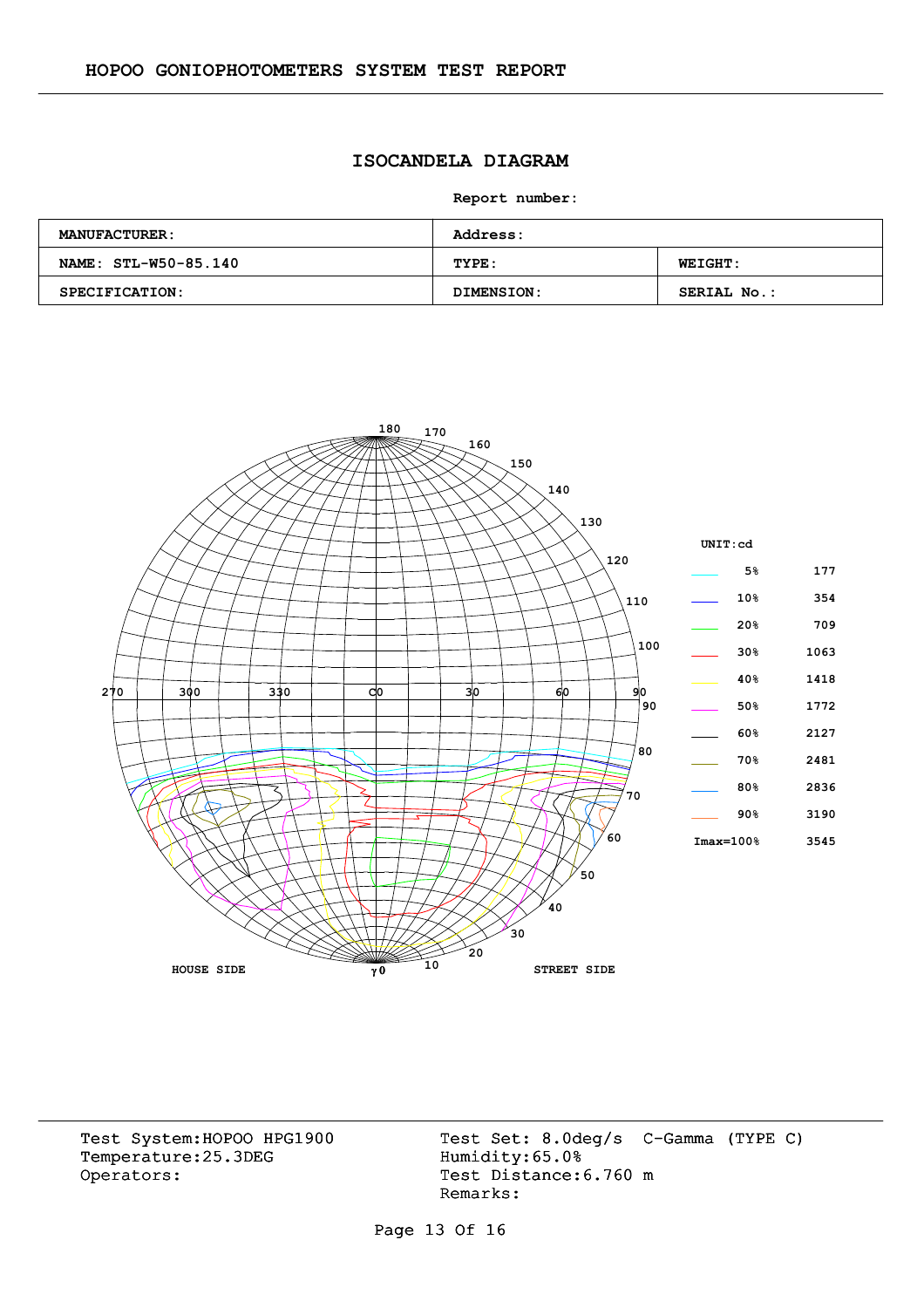## HOPOO GONIOPHOTOMETERS SYSTEM TEST REPORT

# ISOCANDELA DIAGRAM

**Report number:**

| MANUFACTURER: | Address: | |
|---|---|---|
| NAME: STL-W50-85.140 | TYPE: | WEIGHT: |
| SPECIFICATION: | DIMENSION: | SERIAL No.: |

UNIT:cd

| Level | cd |
|---|---|
| 5% | 177 |
| 10% | 354 |
| 20% | 709 |
| 30% | 1063 |
| 40% | 1418 |
| 50% | 1772 |
| 60% | 2127 |
| 70% | 2481 |
| 80% | 2836 |
| 90% | 3190 |
| Imax=100% | 3545 |

HOUSE SIDE — STREET SIDE

Test System:HOPOO HPG1900
Temperature:25.3DEG
Operators:

Test Set: 8.0deg/s C-Gamma (TYPE C)
Humidity:65.0%
Test Distance:6.760 m
Remarks: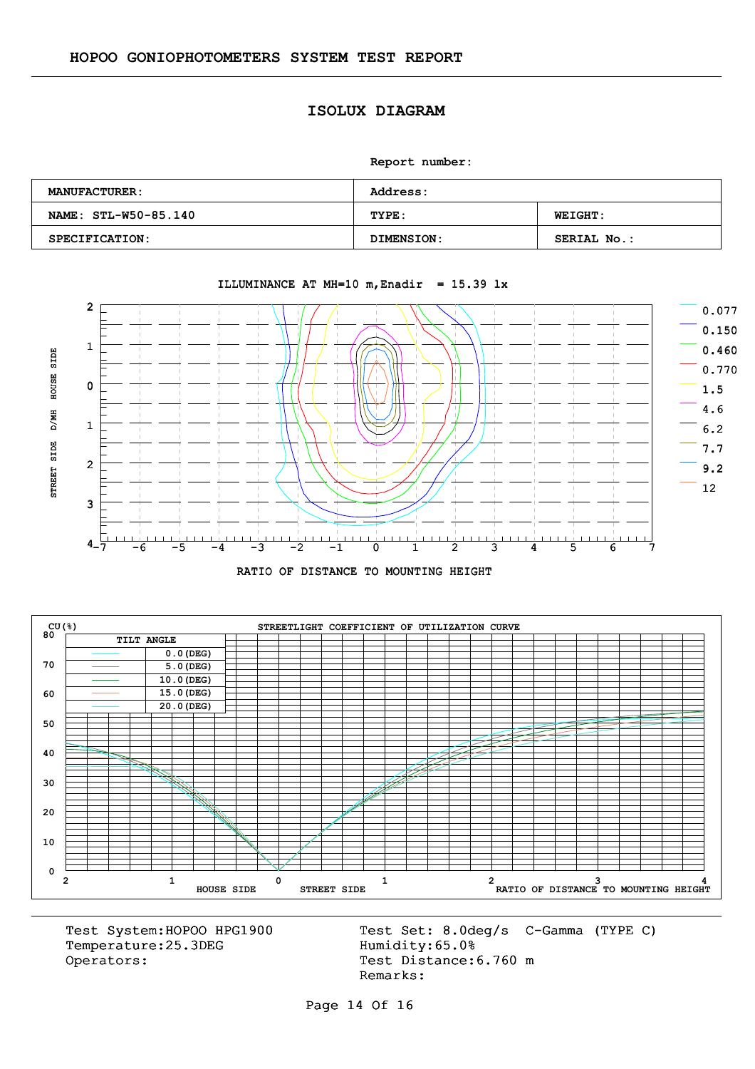HOPOO GONIOPHOTOMETERS SYSTEM TEST REPORT

## ISOLUX DIAGRAM

**Report number:**

| **MANUFACTURER:** | **Address:** | |
|---|---|---|
| **NAME: STL-W50-85.140** | **TYPE:** | **WEIGHT:** |
| **SPECIFICATION:** | **DIMENSION:** | **SERIAL No.:** |

ILLUMINANCE AT MH=10 m,Enadir = 15.39 lx

Legend: 0.077, 0.150, 0.460, 0.770, 1.5, 4.6, 6.2, 7.7, 9.2, 12

Y axis: STREET SIDE D/MH HOUSE SIDE (2, 1, 0, 1, 2, 3, 4)

X axis: RATIO OF DISTANCE TO MOUNTING HEIGHT (-7 to 7)

STREETLIGHT COEFFICIENT OF UTILIZATION CURVE

CU(%)

| TILT ANGLE |
|---|
| 0.0(DEG) |
| 5.0(DEG) |
| 10.0(DEG) |
| 15.0(DEG) |
| 20.0(DEG) |

X axis: HOUSE SIDE (2, 1, 0) STREET SIDE (0, 1, 2, 3, 4) RATIO OF DISTANCE TO MOUNTING HEIGHT

Test System:HOPOO HPG1900
Temperature:25.3DEG
Operators:

Test Set: 8.0deg/s C-Gamma (TYPE C)
Humidity:65.0%
Test Distance:6.760 m
Remarks: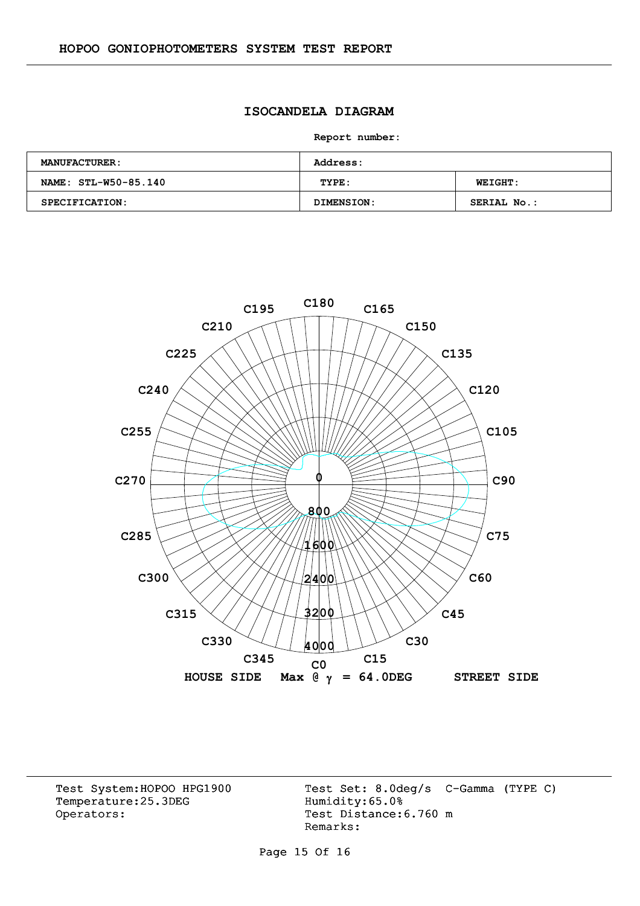## ISOCANDELA DIAGRAM

**Report number:**

| **MANUFACTURER:** | **Address:** | |
|---|---|---|
| **NAME: STL-W50-85.140** | **TYPE:** | **WEIGHT:** |
| **SPECIFICATION:** | **DIMENSION:** | **SERIAL No.:** |

**HOUSE SIDE    Max @ $\gamma$ = 64.0DEG    STREET SIDE**

Test System:HOPOO HPG1900
Temperature:25.3DEG
Operators:

Test Set: 8.0deg/s   C-Gamma (TYPE C)
Humidity:65.0%
Test Distance:6.760 m
Remarks: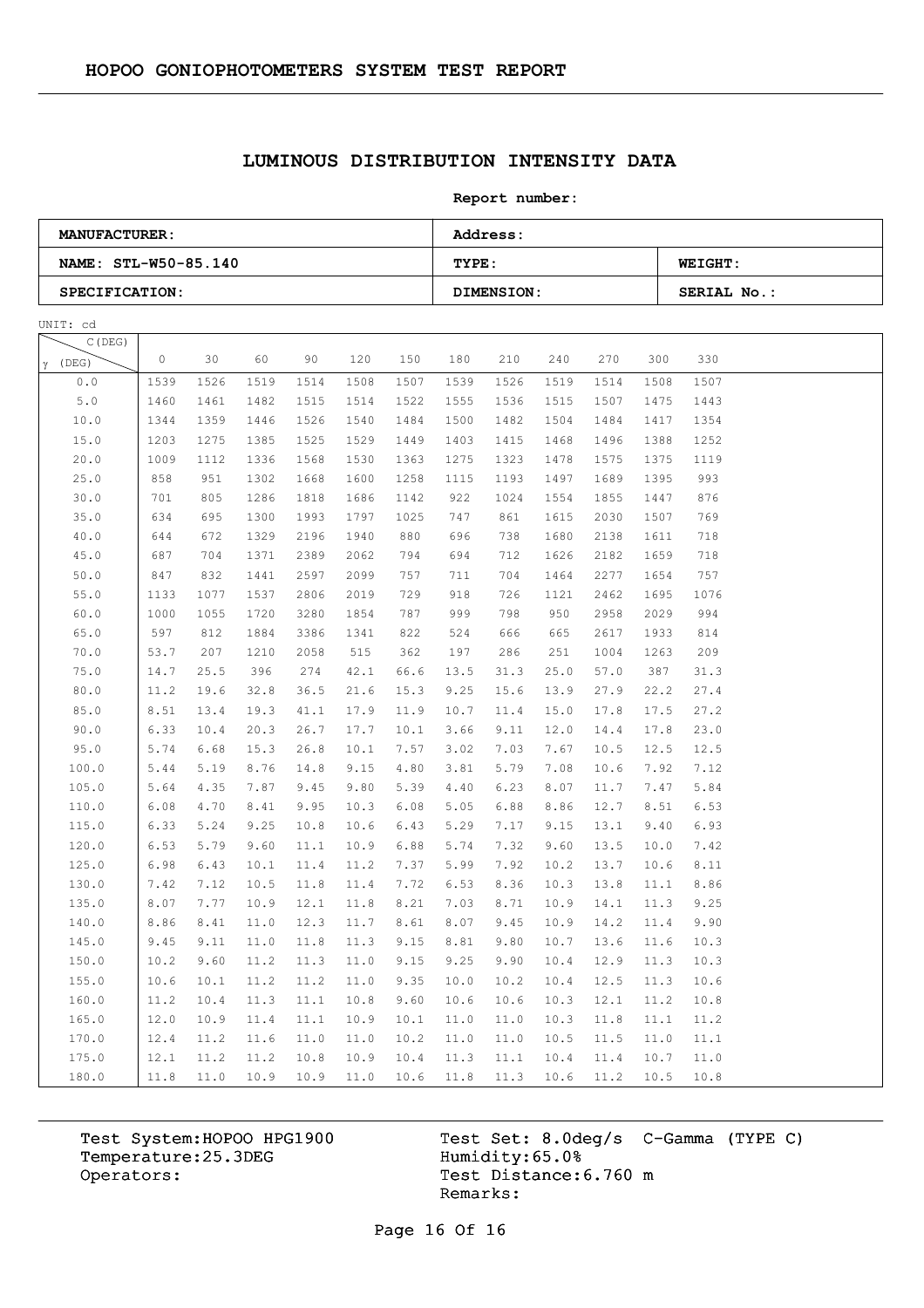# HOPOO GONIOPHOTOMETERS SYSTEM TEST REPORT

## LUMINOUS DISTRIBUTION INTENSITY DATA

**Report number:**

| | | |
|---|---|---|
| **MANUFACTURER:** | **Address:** | |
| **NAME: STL-W50-85.140** | **TYPE:** | **WEIGHT:** |
| **SPECIFICATION:** | **DIMENSION:** | **SERIAL No.:** |

UNIT: cd

| C(DEG) / γ (DEG) | 0 | 30 | 60 | 90 | 120 | 150 | 180 | 210 | 240 | 270 | 300 | 330 |
|---|---|---|---|---|---|---|---|---|---|---|---|---|
| 0.0 | 1539 | 1526 | 1519 | 1514 | 1508 | 1507 | 1539 | 1526 | 1519 | 1514 | 1508 | 1507 |
| 5.0 | 1460 | 1461 | 1482 | 1515 | 1514 | 1522 | 1555 | 1536 | 1515 | 1507 | 1475 | 1443 |
| 10.0 | 1344 | 1359 | 1446 | 1526 | 1540 | 1484 | 1500 | 1482 | 1504 | 1484 | 1417 | 1354 |
| 15.0 | 1203 | 1275 | 1385 | 1525 | 1529 | 1449 | 1403 | 1415 | 1468 | 1496 | 1388 | 1252 |
| 20.0 | 1009 | 1112 | 1336 | 1568 | 1530 | 1363 | 1275 | 1323 | 1478 | 1575 | 1375 | 1119 |
| 25.0 | 858 | 951 | 1302 | 1668 | 1600 | 1258 | 1115 | 1193 | 1497 | 1689 | 1395 | 993 |
| 30.0 | 701 | 805 | 1286 | 1818 | 1686 | 1142 | 922 | 1024 | 1554 | 1855 | 1447 | 876 |
| 35.0 | 634 | 695 | 1300 | 1993 | 1797 | 1025 | 747 | 861 | 1615 | 2030 | 1507 | 769 |
| 40.0 | 644 | 672 | 1329 | 2196 | 1940 | 880 | 696 | 738 | 1680 | 2138 | 1611 | 718 |
| 45.0 | 687 | 704 | 1371 | 2389 | 2062 | 794 | 694 | 712 | 1626 | 2182 | 1659 | 718 |
| 50.0 | 847 | 832 | 1441 | 2597 | 2099 | 757 | 711 | 704 | 1464 | 2277 | 1654 | 757 |
| 55.0 | 1133 | 1077 | 1537 | 2806 | 2019 | 729 | 918 | 726 | 1121 | 2462 | 1695 | 1076 |
| 60.0 | 1000 | 1055 | 1720 | 3280 | 1854 | 787 | 999 | 798 | 950 | 2958 | 2029 | 994 |
| 65.0 | 597 | 812 | 1884 | 3386 | 1341 | 822 | 524 | 666 | 665 | 2617 | 1933 | 814 |
| 70.0 | 53.7 | 207 | 1210 | 2058 | 515 | 362 | 197 | 286 | 251 | 1004 | 1263 | 209 |
| 75.0 | 14.7 | 25.5 | 396 | 274 | 42.1 | 66.6 | 13.5 | 31.3 | 25.0 | 57.0 | 387 | 31.3 |
| 80.0 | 11.2 | 19.6 | 32.8 | 36.5 | 21.6 | 15.3 | 9.25 | 15.6 | 13.9 | 27.9 | 22.2 | 27.4 |
| 85.0 | 8.51 | 13.4 | 19.3 | 41.1 | 17.9 | 11.9 | 10.7 | 11.4 | 15.0 | 17.8 | 17.5 | 27.2 |
| 90.0 | 6.33 | 10.4 | 20.3 | 26.7 | 17.7 | 10.1 | 3.66 | 9.11 | 12.0 | 14.4 | 17.8 | 23.0 |
| 95.0 | 5.74 | 6.68 | 15.3 | 26.8 | 10.1 | 7.57 | 3.02 | 7.03 | 7.67 | 10.5 | 12.5 | 12.5 |
| 100.0 | 5.44 | 5.19 | 8.76 | 14.8 | 9.15 | 4.80 | 3.81 | 5.79 | 7.08 | 10.6 | 7.92 | 7.12 |
| 105.0 | 5.64 | 4.35 | 7.87 | 9.45 | 9.80 | 5.39 | 4.40 | 6.23 | 8.07 | 11.7 | 7.47 | 5.84 |
| 110.0 | 6.08 | 4.70 | 8.41 | 9.95 | 10.3 | 6.08 | 5.05 | 6.88 | 8.86 | 12.7 | 8.51 | 6.53 |
| 115.0 | 6.33 | 5.24 | 9.25 | 10.8 | 10.6 | 6.43 | 5.29 | 7.17 | 9.15 | 13.1 | 9.40 | 6.93 |
| 120.0 | 6.53 | 5.79 | 9.60 | 11.1 | 10.9 | 6.88 | 5.74 | 7.32 | 9.60 | 13.5 | 10.0 | 7.42 |
| 125.0 | 6.98 | 6.43 | 10.1 | 11.4 | 11.2 | 7.37 | 5.99 | 7.92 | 10.2 | 13.7 | 10.6 | 8.11 |
| 130.0 | 7.42 | 7.12 | 10.5 | 11.8 | 11.4 | 7.72 | 6.53 | 8.36 | 10.3 | 13.8 | 11.1 | 8.86 |
| 135.0 | 8.07 | 7.77 | 10.9 | 12.1 | 11.8 | 8.21 | 7.03 | 8.71 | 10.9 | 14.1 | 11.3 | 9.25 |
| 140.0 | 8.86 | 8.41 | 11.0 | 12.3 | 11.7 | 8.61 | 8.07 | 9.45 | 10.9 | 14.2 | 11.4 | 9.90 |
| 145.0 | 9.45 | 9.11 | 11.0 | 11.8 | 11.3 | 9.15 | 8.81 | 9.80 | 10.7 | 13.6 | 11.6 | 10.3 |
| 150.0 | 10.2 | 9.60 | 11.2 | 11.3 | 11.0 | 9.15 | 9.25 | 9.90 | 10.4 | 12.9 | 11.3 | 10.3 |
| 155.0 | 10.6 | 10.1 | 11.2 | 11.2 | 11.0 | 9.35 | 10.0 | 10.2 | 10.4 | 12.5 | 11.3 | 10.6 |
| 160.0 | 11.2 | 10.4 | 11.3 | 11.1 | 10.8 | 9.60 | 10.6 | 10.6 | 10.3 | 12.1 | 11.2 | 10.8 |
| 165.0 | 12.0 | 10.9 | 11.4 | 11.1 | 10.9 | 10.1 | 11.0 | 11.0 | 10.3 | 11.8 | 11.1 | 11.2 |
| 170.0 | 12.4 | 11.2 | 11.6 | 11.0 | 11.0 | 10.2 | 11.0 | 11.0 | 10.5 | 11.5 | 11.0 | 11.1 |
| 175.0 | 12.1 | 11.2 | 11.2 | 10.8 | 10.9 | 10.4 | 11.3 | 11.1 | 10.4 | 11.4 | 10.7 | 11.0 |
| 180.0 | 11.8 | 11.0 | 10.9 | 10.9 | 11.0 | 10.6 | 11.8 | 11.3 | 10.6 | 11.2 | 10.5 | 10.8 |

Test System:HOPOO HPG1900
Temperature:25.3DEG
Operators:

Test Set: 8.0deg/s C-Gamma (TYPE C)
Humidity:65.0%
Test Distance:6.760 m
Remarks: